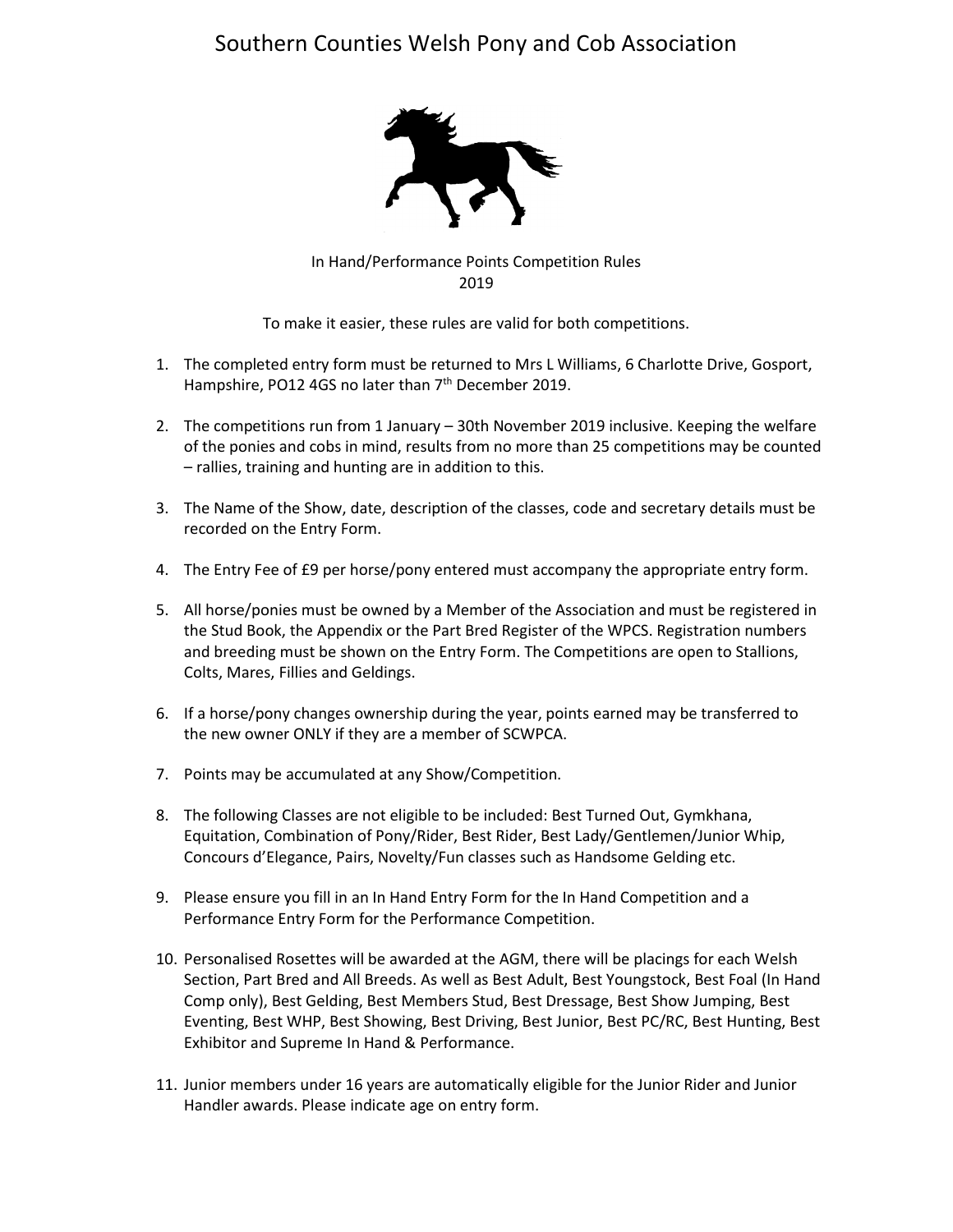# Southern Counties Welsh Pony and Cob Association

In Hand/Performance Points Competition Rules
2019

To make it easier, these rules are valid for both competitions.

1. The completed entry form must be returned to Mrs L Williams, 6 Charlotte Drive, Gosport, Hampshire, PO12 4GS no later than 7th December 2019.

2. The competitions run from 1 January – 30th November 2019 inclusive. Keeping the welfare of the ponies and cobs in mind, results from no more than 25 competitions may be counted – rallies, training and hunting are in addition to this.

3. The Name of the Show, date, description of the classes, code and secretary details must be recorded on the Entry Form.

4. The Entry Fee of £9 per horse/pony entered must accompany the appropriate entry form.

5. All horse/ponies must be owned by a Member of the Association and must be registered in the Stud Book, the Appendix or the Part Bred Register of the WPCS. Registration numbers and breeding must be shown on the Entry Form. The Competitions are open to Stallions, Colts, Mares, Fillies and Geldings.

6. If a horse/pony changes ownership during the year, points earned may be transferred to the new owner ONLY if they are a member of SCWPCA.

7. Points may be accumulated at any Show/Competition.

8. The following Classes are not eligible to be included: Best Turned Out, Gymkhana, Equitation, Combination of Pony/Rider, Best Rider, Best Lady/Gentlemen/Junior Whip, Concours d'Elegance, Pairs, Novelty/Fun classes such as Handsome Gelding etc.

9. Please ensure you fill in an In Hand Entry Form for the In Hand Competition and a Performance Entry Form for the Performance Competition.

10. Personalised Rosettes will be awarded at the AGM, there will be placings for each Welsh Section, Part Bred and All Breeds. As well as Best Adult, Best Youngstock, Best Foal (In Hand Comp only), Best Gelding, Best Members Stud, Best Dressage, Best Show Jumping, Best Eventing, Best WHP, Best Showing, Best Driving, Best Junior, Best PC/RC, Best Hunting, Best Exhibitor and Supreme In Hand & Performance.

11. Junior members under 16 years are automatically eligible for the Junior Rider and Junior Handler awards. Please indicate age on entry form.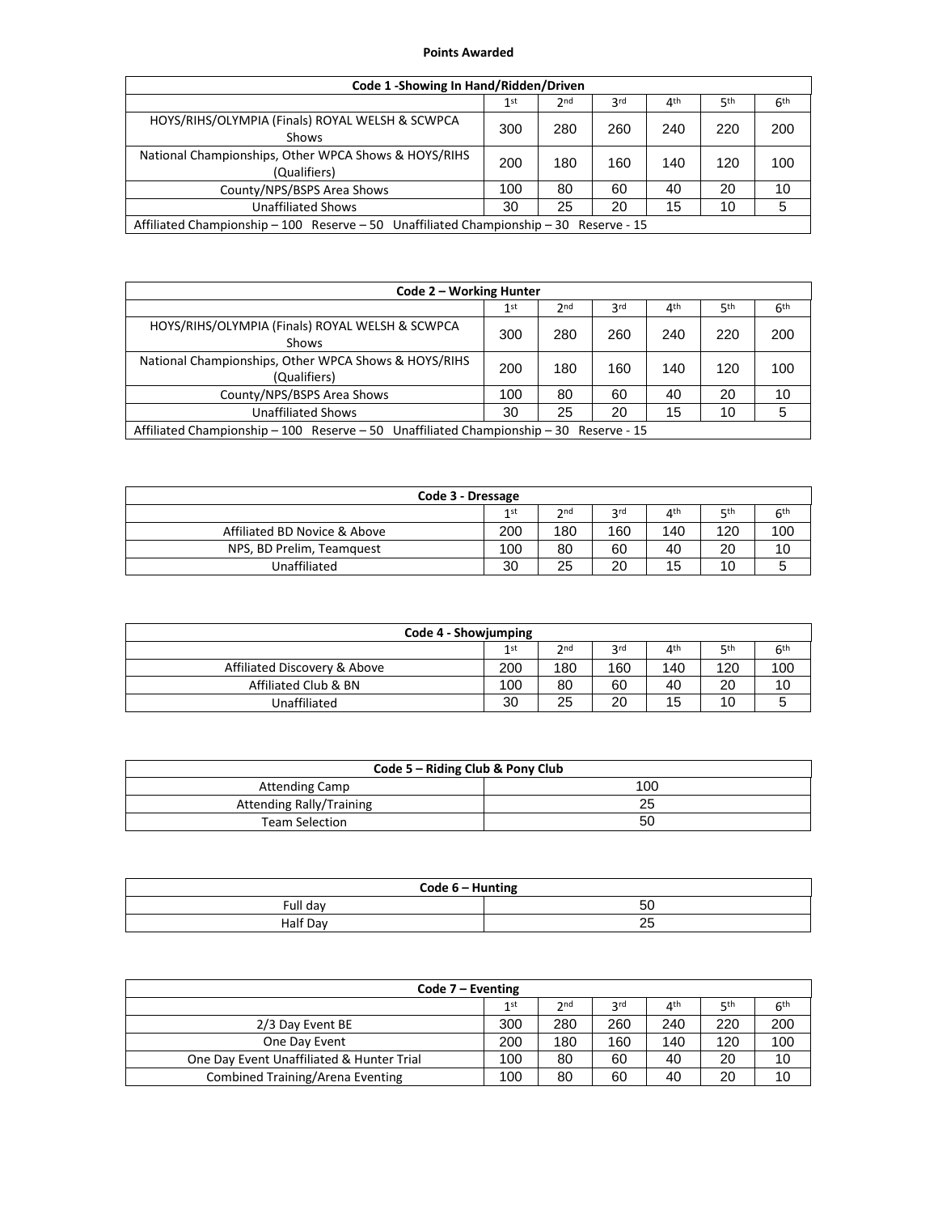**Points Awarded**

| Code 1 -Showing In Hand/Ridden/Driven | | | | | | |
|---|---|---|---|---|---|---|
| | 1st | 2nd | 3rd | 4th | 5th | 6th |
| HOYS/RIHS/OLYMPIA (Finals) ROYAL WELSH & SCWPCA Shows | 300 | 280 | 260 | 240 | 220 | 200 |
| National Championships, Other WPCA Shows & HOYS/RIHS (Qualifiers) | 200 | 180 | 160 | 140 | 120 | 100 |
| County/NPS/BSPS Area Shows | 100 | 80 | 60 | 40 | 20 | 10 |
| Unaffiliated Shows | 30 | 25 | 20 | 15 | 10 | 5 |
| Affiliated Championship – 100 Reserve – 50 Unaffiliated Championship – 30 Reserve - 15 | | | | | | |

| Code 2 – Working Hunter | | | | | | |
|---|---|---|---|---|---|---|
| | 1st | 2nd | 3rd | 4th | 5th | 6th |
| HOYS/RIHS/OLYMPIA (Finals) ROYAL WELSH & SCWPCA Shows | 300 | 280 | 260 | 240 | 220 | 200 |
| National Championships, Other WPCA Shows & HOYS/RIHS (Qualifiers) | 200 | 180 | 160 | 140 | 120 | 100 |
| County/NPS/BSPS Area Shows | 100 | 80 | 60 | 40 | 20 | 10 |
| Unaffiliated Shows | 30 | 25 | 20 | 15 | 10 | 5 |
| Affiliated Championship – 100 Reserve – 50 Unaffiliated Championship – 30 Reserve - 15 | | | | | | |

| Code 3 - Dressage | | | | | | |
|---|---|---|---|---|---|---|
| | 1st | 2nd | 3rd | 4th | 5th | 6th |
| Affiliated BD Novice & Above | 200 | 180 | 160 | 140 | 120 | 100 |
| NPS, BD Prelim, Teamquest | 100 | 80 | 60 | 40 | 20 | 10 |
| Unaffiliated | 30 | 25 | 20 | 15 | 10 | 5 |

| Code 4 - Showjumping | | | | | | |
|---|---|---|---|---|---|---|
| | 1st | 2nd | 3rd | 4th | 5th | 6th |
| Affiliated Discovery & Above | 200 | 180 | 160 | 140 | 120 | 100 |
| Affiliated Club & BN | 100 | 80 | 60 | 40 | 20 | 10 |
| Unaffiliated | 30 | 25 | 20 | 15 | 10 | 5 |

| Code 5 – Riding Club & Pony Club | |
|---|---|
| Attending Camp | 100 |
| Attending Rally/Training | 25 |
| Team Selection | 50 |

| Code 6 – Hunting | |
|---|---|
| Full day | 50 |
| Half Day | 25 |

| Code 7 – Eventing | | | | | | |
|---|---|---|---|---|---|---|
| | 1st | 2nd | 3rd | 4th | 5th | 6th |
| 2/3 Day Event BE | 300 | 280 | 260 | 240 | 220 | 200 |
| One Day Event | 200 | 180 | 160 | 140 | 120 | 100 |
| One Day Event Unaffiliated & Hunter Trial | 100 | 80 | 60 | 40 | 20 | 10 |
| Combined Training/Arena Eventing | 100 | 80 | 60 | 40 | 20 | 10 |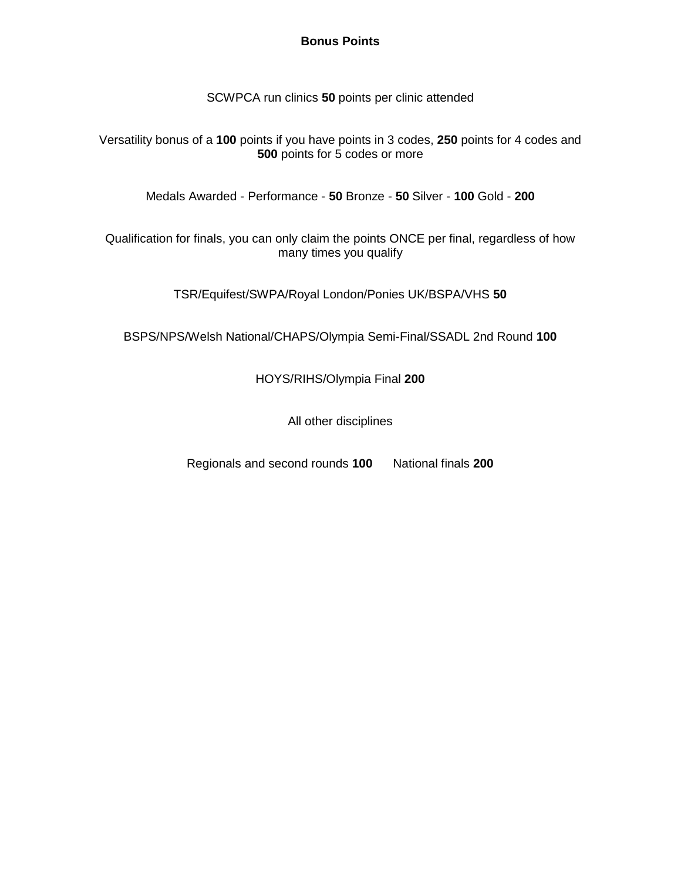**Bonus Points**

SCWPCA run clinics **50** points per clinic attended

Versatility bonus of a **100** points if you have points in 3 codes, **250** points for 4 codes and **500** points for 5 codes or more

Medals Awarded - Performance - **50** Bronze - **50** Silver - **100** Gold - **200**

Qualification for finals, you can only claim the points ONCE per final, regardless of how many times you qualify

TSR/Equifest/SWPA/Royal London/Ponies UK/BSPA/VHS **50**

BSPS/NPS/Welsh National/CHAPS/Olympia Semi-Final/SSADL 2nd Round **100**

HOYS/RIHS/Olympia Final **200**

All other disciplines

Regionals and second rounds **100** National finals **200**